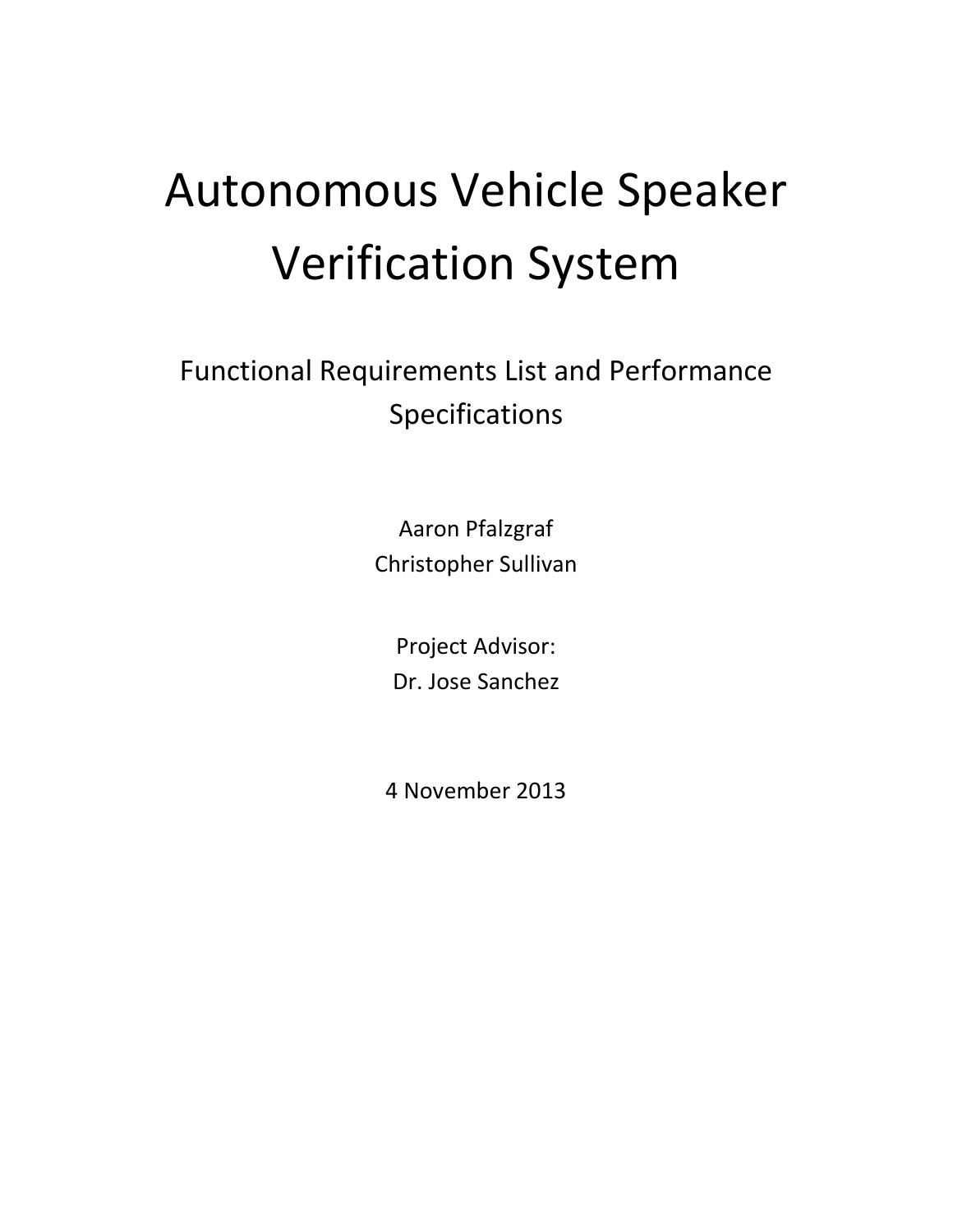# Autonomous Vehicle Speaker Verification System

## Functional Requirements List and Performance Specifications

Aaron Pfalzgraf
Christopher Sullivan

Project Advisor:
Dr. Jose Sanchez

4 November 2013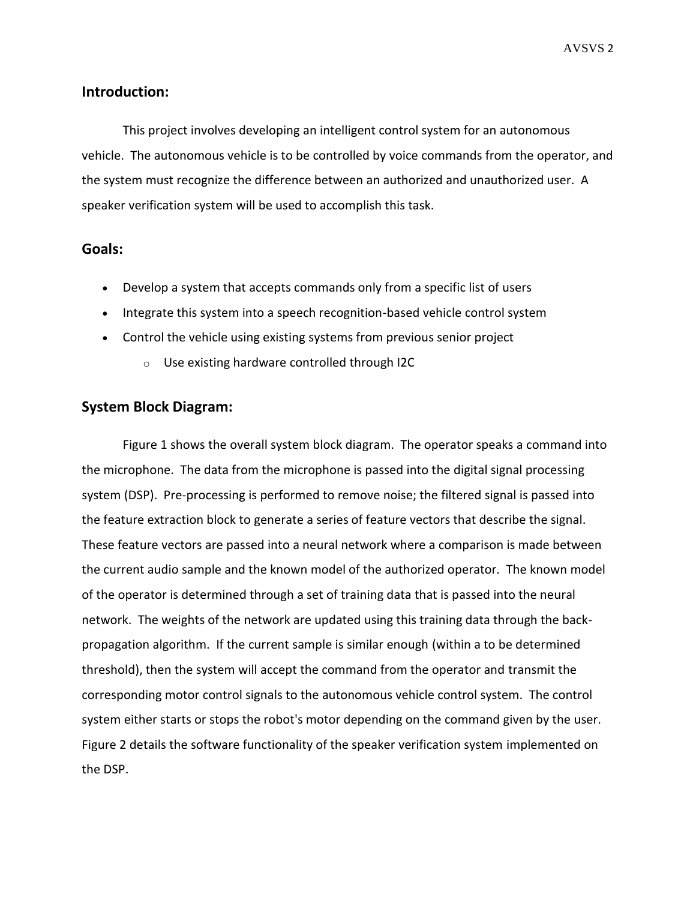## Introduction:

This project involves developing an intelligent control system for an autonomous vehicle. The autonomous vehicle is to be controlled by voice commands from the operator, and the system must recognize the difference between an authorized and unauthorized user. A speaker verification system will be used to accomplish this task.

## Goals:

- Develop a system that accepts commands only from a specific list of users
- Integrate this system into a speech recognition-based vehicle control system
- Control the vehicle using existing systems from previous senior project
    - Use existing hardware controlled through I2C

## System Block Diagram:

Figure 1 shows the overall system block diagram. The operator speaks a command into the microphone. The data from the microphone is passed into the digital signal processing system (DSP). Pre-processing is performed to remove noise; the filtered signal is passed into the feature extraction block to generate a series of feature vectors that describe the signal. These feature vectors are passed into a neural network where a comparison is made between the current audio sample and the known model of the authorized operator. The known model of the operator is determined through a set of training data that is passed into the neural network. The weights of the network are updated using this training data through the back-propagation algorithm. If the current sample is similar enough (within a to be determined threshold), then the system will accept the command from the operator and transmit the corresponding motor control signals to the autonomous vehicle control system. The control system either starts or stops the robot's motor depending on the command given by the user. Figure 2 details the software functionality of the speaker verification system implemented on the DSP.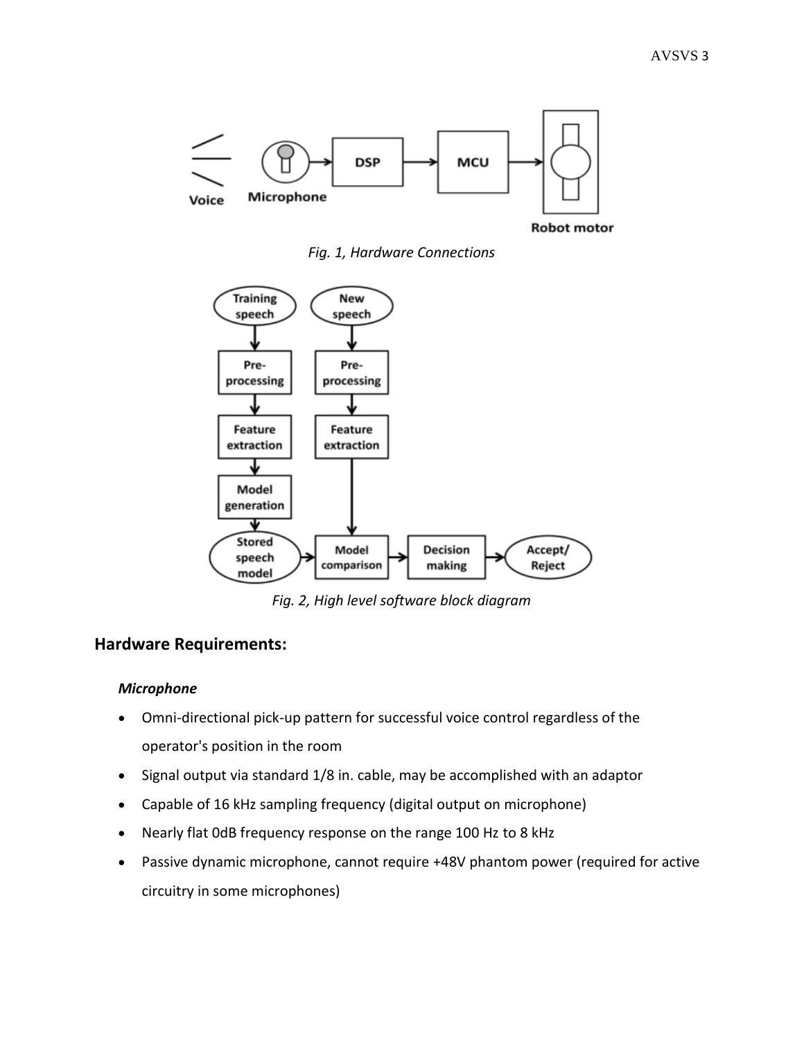*Fig. 1, Hardware Connections*

*Fig. 2, High level software block diagram*

## Hardware Requirements:

### *Microphone*

- Omni-directional pick-up pattern for successful voice control regardless of the operator's position in the room
- Signal output via standard 1/8 in. cable, may be accomplished with an adaptor
- Capable of 16 kHz sampling frequency (digital output on microphone)
- Nearly flat 0dB frequency response on the range 100 Hz to 8 kHz
- Passive dynamic microphone, cannot require +48V phantom power (required for active circuitry in some microphones)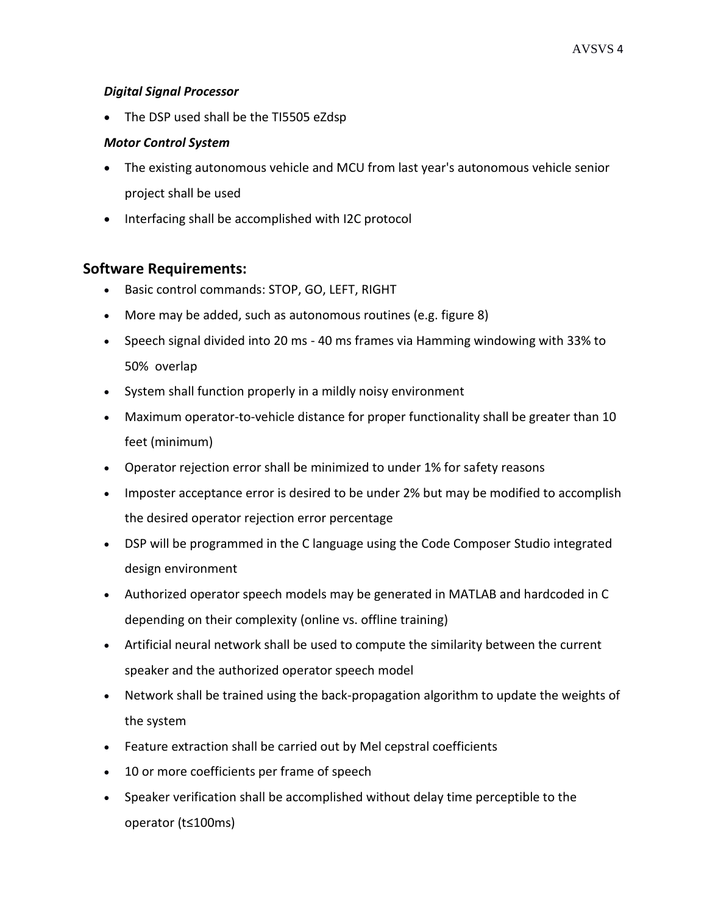### *Digital Signal Processor*

- The DSP used shall be the TI5505 eZdsp

### *Motor Control System*

- The existing autonomous vehicle and MCU from last year's autonomous vehicle senior project shall be used
- Interfacing shall be accomplished with I2C protocol

## Software Requirements:

- Basic control commands: STOP, GO, LEFT, RIGHT
- More may be added, such as autonomous routines (e.g. figure 8)
- Speech signal divided into 20 ms - 40 ms frames via Hamming windowing with 33% to 50% overlap
- System shall function properly in a mildly noisy environment
- Maximum operator-to-vehicle distance for proper functionality shall be greater than 10 feet (minimum)
- Operator rejection error shall be minimized to under 1% for safety reasons
- Imposter acceptance error is desired to be under 2% but may be modified to accomplish the desired operator rejection error percentage
- DSP will be programmed in the C language using the Code Composer Studio integrated design environment
- Authorized operator speech models may be generated in MATLAB and hardcoded in C depending on their complexity (online vs. offline training)
- Artificial neural network shall be used to compute the similarity between the current speaker and the authorized operator speech model
- Network shall be trained using the back-propagation algorithm to update the weights of the system
- Feature extraction shall be carried out by Mel cepstral coefficients
- 10 or more coefficients per frame of speech
- Speaker verification shall be accomplished without delay time perceptible to the operator ($t \leq 100$ms)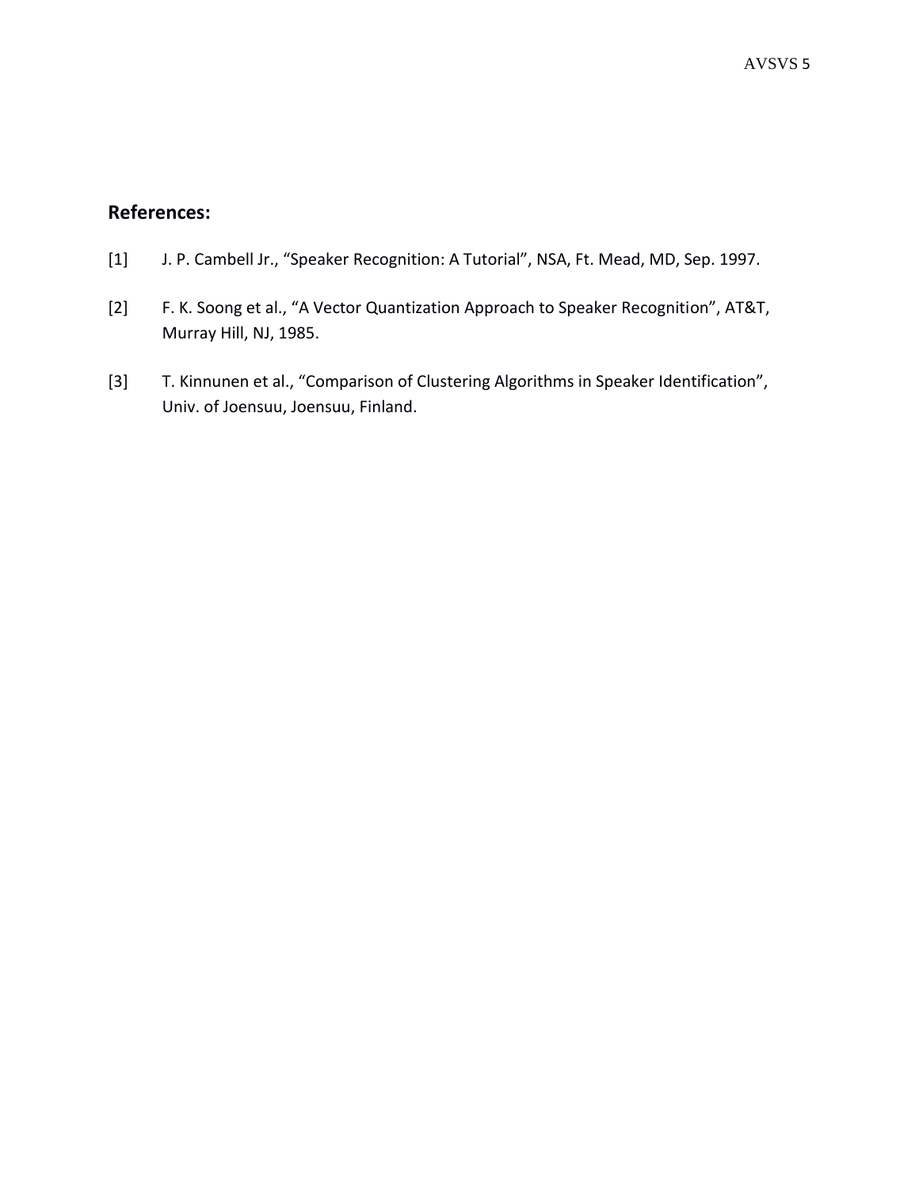## References:

[1] J. P. Cambell Jr., “Speaker Recognition: A Tutorial”, NSA, Ft. Mead, MD, Sep. 1997.

[2] F. K. Soong et al., “A Vector Quantization Approach to Speaker Recognition”, AT&T, Murray Hill, NJ, 1985.

[3] T. Kinnunen et al., “Comparison of Clustering Algorithms in Speaker Identification”, Univ. of Joensuu, Joensuu, Finland.